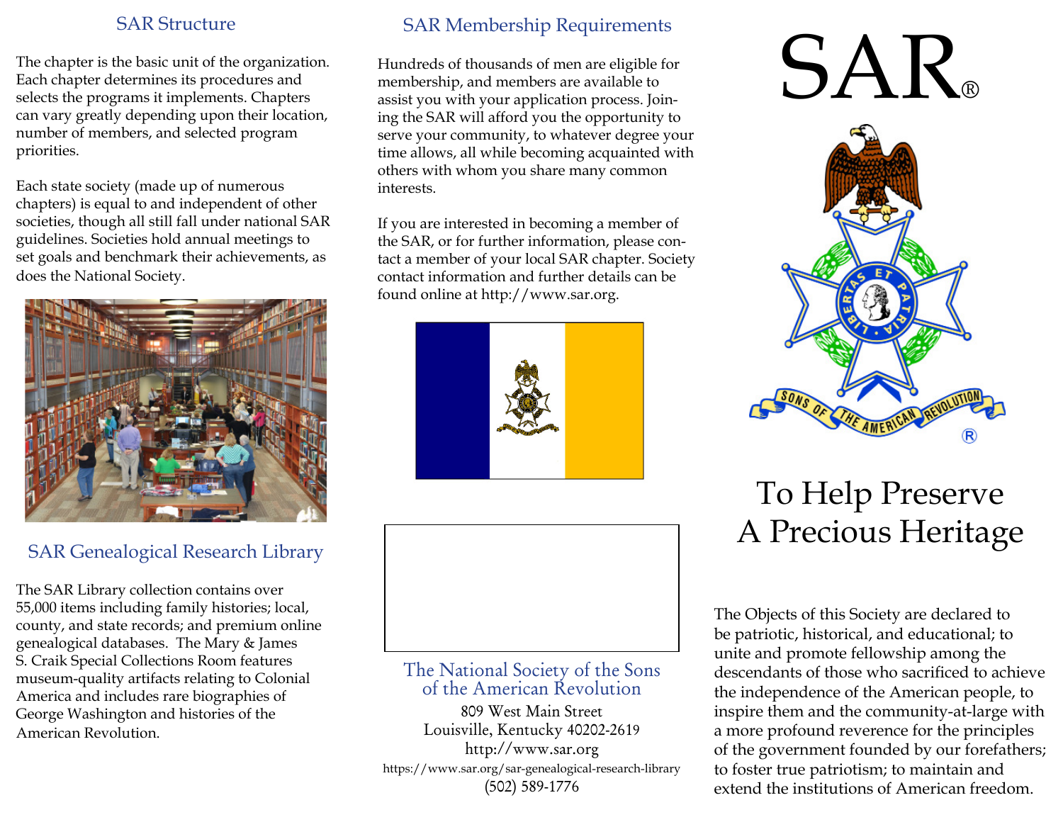## SAR Structure

The chapter is the basic unit of the organization. Each chapter determines its procedures and selects the programs it implements. Chapters can vary greatly depending upon their location, number of members, and selected program priorities.

Each state society (made up of numerous chapters) is equal to and independent of other societies, though all still fall under national SAR guidelines. Societies hold annual meetings to set goals and benchmark their achievements, as does the National Society.

## SAR Genealogical Research Library

The SAR Library collection contains over 55,000 items including family histories; local, county, and state records; and premium online genealogical databases. The Mary & James S. Craik Special Collections Room features museum-quality artifacts relating to Colonial America and includes rare biographies of George Washington and histories of the American Revolution.

## SAR Membership Requirements

Hundreds of thousands of men are eligible for membership, and members are available to assist you with your application process. Joining the SAR will afford you the opportunity to serve your community, to whatever degree your time allows, all while becoming acquainted with others with whom you share many common interests.

If you are interested in becoming a member of the SAR, or for further information, please contact a member of your local SAR chapter. Society contact information and further details can be found online at http://www.sar.org.

**The National Society of the Sons of the American Revolution**

809 West Main Street
Louisville, Kentucky 40202-2619
http://www.sar.org
https://www.sar.org/sar-genealogical-research-library
(502) 589-1776

# SAR®

# To Help Preserve A Precious Heritage

The Objects of this Society are declared to be patriotic, historical, and educational; to unite and promote fellowship among the descendants of those who sacrificed to achieve the independence of the American people, to inspire them and the community-at-large with a more profound reverence for the principles of the government founded by our forefathers; to foster true patriotism; to maintain and extend the institutions of American freedom.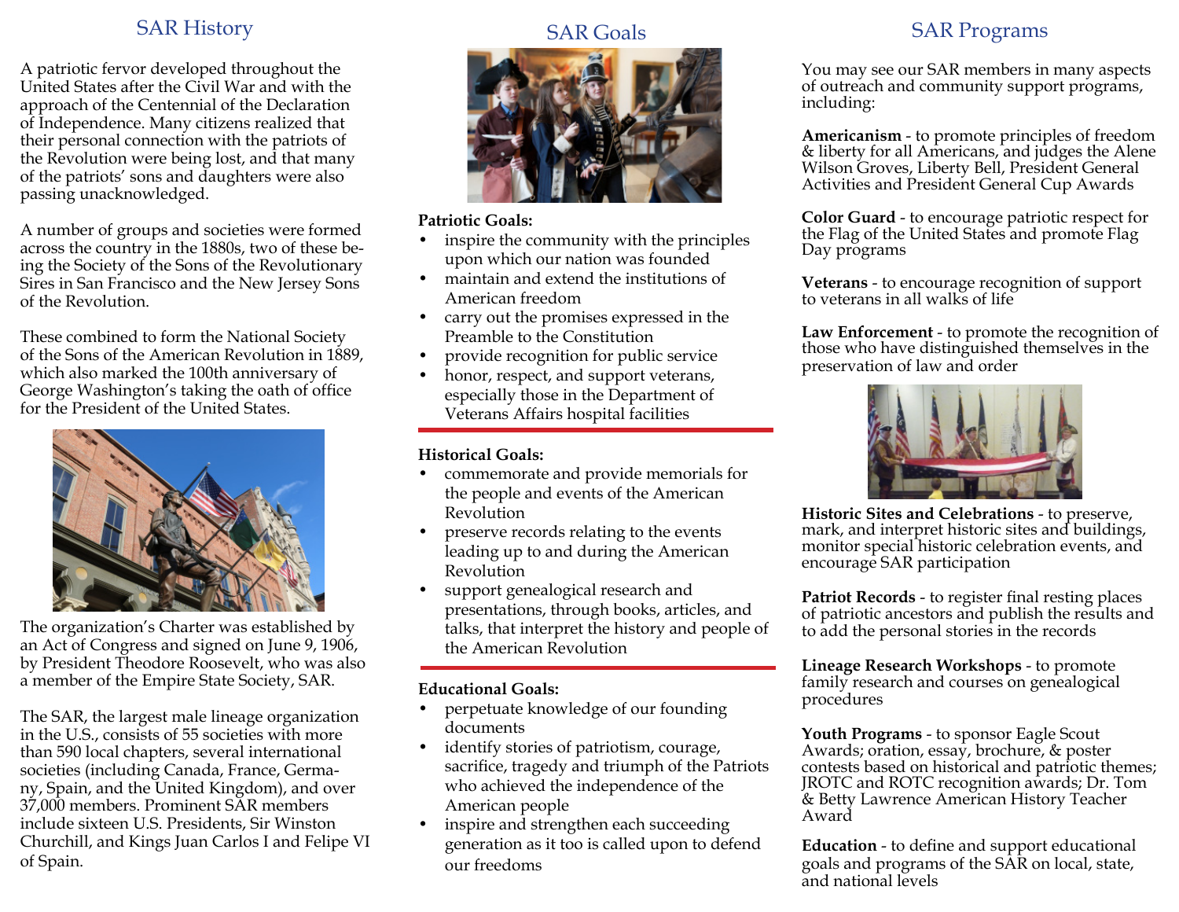## SAR History

A patriotic fervor developed throughout the United States after the Civil War and with the approach of the Centennial of the Declaration of Independence. Many citizens realized that their personal connection with the patriots of the Revolution were being lost, and that many of the patriots' sons and daughters were also passing unacknowledged.

A number of groups and societies were formed across the country in the 1880s, two of these being the Society of the Sons of the Revolutionary Sires in San Francisco and the New Jersey Sons of the Revolution.

These combined to form the National Society of the Sons of the American Revolution in 1889, which also marked the 100th anniversary of George Washington's taking the oath of office for the President of the United States.

The organization's Charter was established by an Act of Congress and signed on June 9, 1906, by President Theodore Roosevelt, who was also a member of the Empire State Society, SAR.

The SAR, the largest male lineage organization in the U.S., consists of 55 societies with more than 590 local chapters, several international societies (including Canada, France, Germany, Spain, and the United Kingdom), and over 37,000 members. Prominent SAR members include sixteen U.S. Presidents, Sir Winston Churchill, and Kings Juan Carlos I and Felipe VI of Spain.

## SAR Goals

**Patriotic Goals:**

- inspire the community with the principles upon which our nation was founded
- maintain and extend the institutions of American freedom
- carry out the promises expressed in the Preamble to the Constitution
- provide recognition for public service
- honor, respect, and support veterans, especially those in the Department of Veterans Affairs hospital facilities

**Historical Goals:**

- commemorate and provide memorials for the people and events of the American Revolution
- preserve records relating to the events leading up to and during the American Revolution
- support genealogical research and presentations, through books, articles, and talks, that interpret the history and people of the American Revolution

**Educational Goals:**

- perpetuate knowledge of our founding documents
- identify stories of patriotism, courage, sacrifice, tragedy and triumph of the Patriots who achieved the independence of the American people
- inspire and strengthen each succeeding generation as it too is called upon to defend our freedoms

## SAR Programs

You may see our SAR members in many aspects of outreach and community support programs, including:

**Americanism** - to promote principles of freedom & liberty for all Americans, and judges the Alene Wilson Groves, Liberty Bell, President General Activities and President General Cup Awards

**Color Guard** - to encourage patriotic respect for the Flag of the United States and promote Flag Day programs

**Veterans** - to encourage recognition of support to veterans in all walks of life

**Law Enforcement** - to promote the recognition of those who have distinguished themselves in the preservation of law and order

**Historic Sites and Celebrations** - to preserve, mark, and interpret historic sites and buildings, monitor special historic celebration events, and encourage SAR participation

**Patriot Records** - to register final resting places of patriotic ancestors and publish the results and to add the personal stories in the records

**Lineage Research Workshops** - to promote family research and courses on genealogical procedures

**Youth Programs** - to sponsor Eagle Scout Awards; oration, essay, brochure, & poster contests based on historical and patriotic themes; JROTC and ROTC recognition awards; Dr. Tom & Betty Lawrence American History Teacher Award

**Education** - to define and support educational goals and programs of the SAR on local, state, and national levels